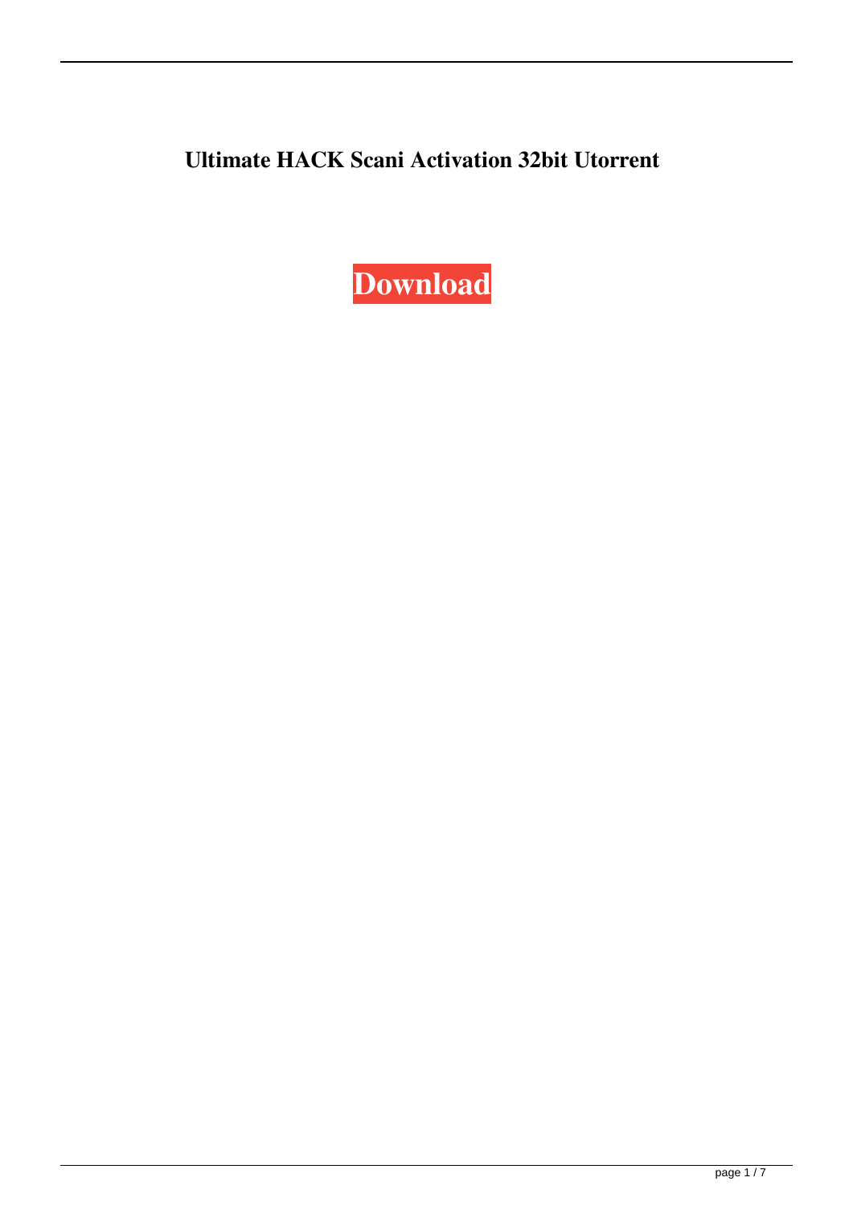**Ultimate HACK Scani Activation 32bit Utorrent**

**Download**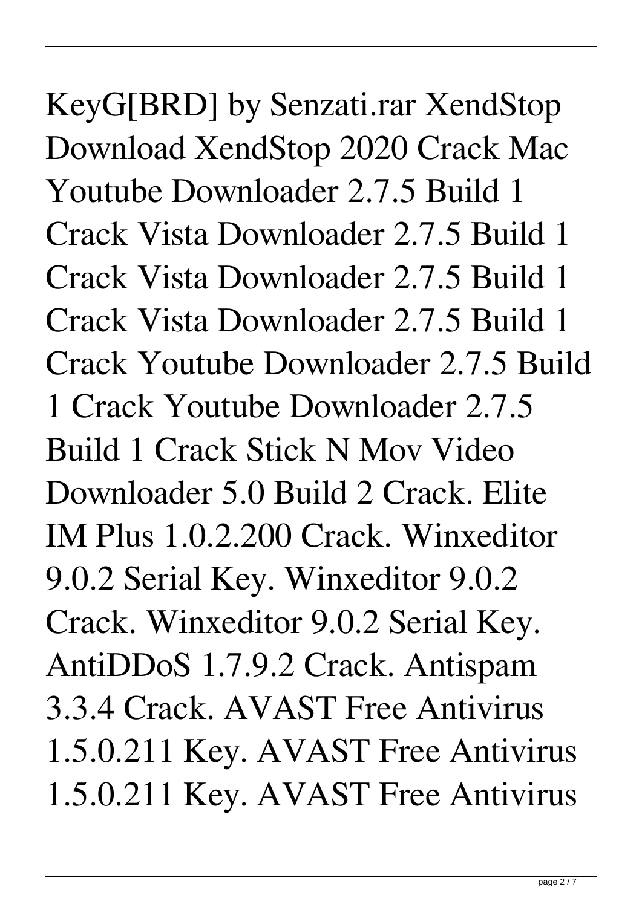KeyG[BRD] by Senzati.rar XendStop Download XendStop 2020 Crack Mac Youtube Downloader 2.7.5 Build 1 Crack Vista Downloader 2.7.5 Build 1 Crack Vista Downloader 2.7.5 Build 1 Crack Vista Downloader 2.7.5 Build 1 Crack Youtube Downloader 2.7.5 Build 1 Crack Youtube Downloader 2.7.5 Build 1 Crack Stick N Mov Video Downloader 5.0 Build 2 Crack. Elite IM Plus 1.0.2.200 Crack. Winxeditor 9.0.2 Serial Key. Winxeditor 9.0.2 Crack. Winxeditor 9.0.2 Serial Key. AntiDDoS 1.7.9.2 Crack. Antispam 3.3.4 Crack. AVAST Free Antivirus 1.5.0.211 Key. AVAST Free Antivirus 1.5.0.211 Key. AVAST Free Antivirus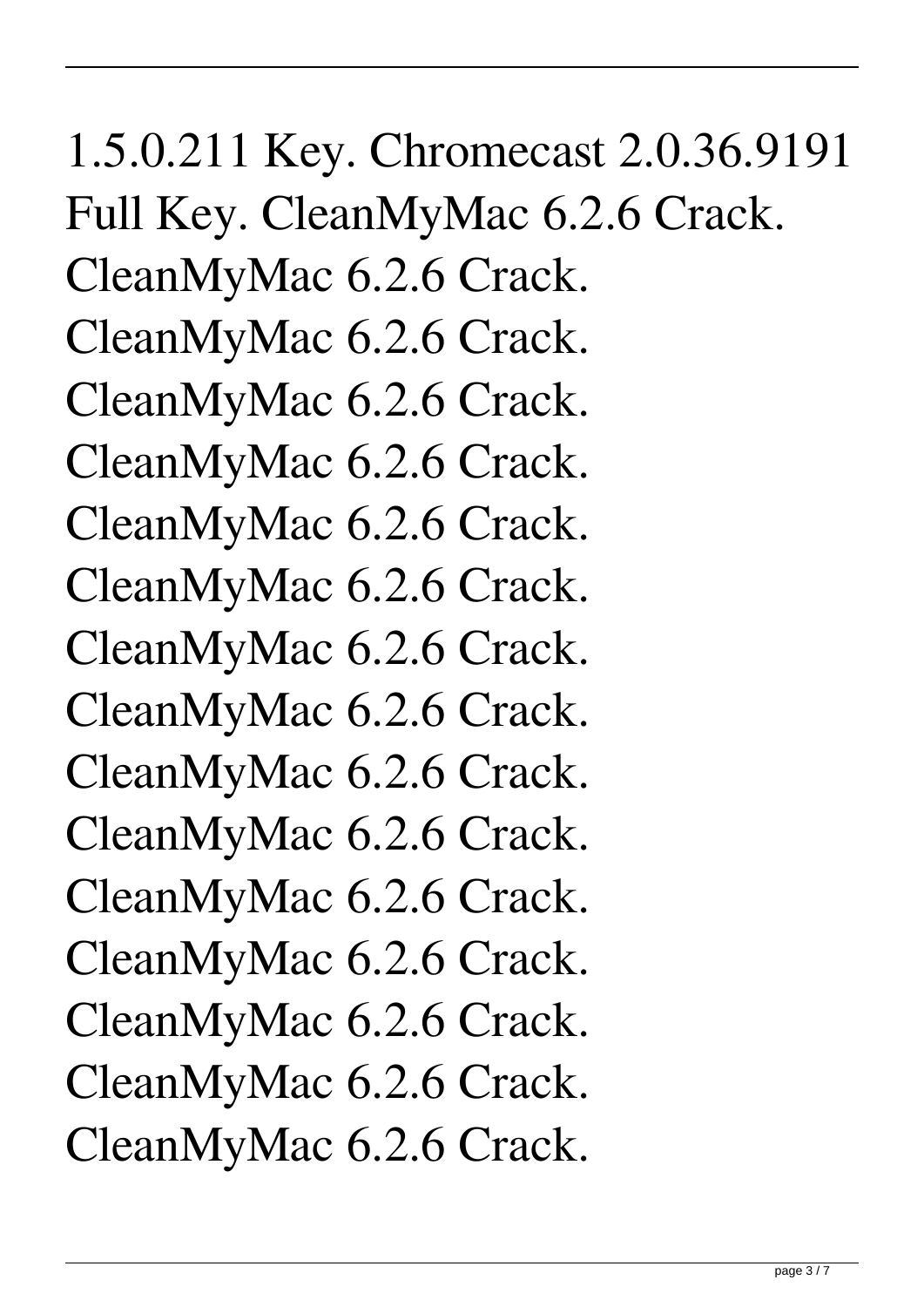1.5.0.211 Key. Chromecast 2.0.36.9191 Full Key. CleanMyMac 6.2.6 Crack. CleanMyMac 6.2.6 Crack. CleanMyMac 6.2.6 Crack. CleanMyMac 6.2.6 Crack. CleanMyMac 6.2.6 Crack. CleanMyMac 6.2.6 Crack. CleanMyMac 6.2.6 Crack. CleanMyMac 6.2.6 Crack. CleanMyMac 6.2.6 Crack. CleanMyMac 6.2.6 Crack. CleanMyMac 6.2.6 Crack. CleanMyMac 6.2.6 Crack. CleanMyMac 6.2.6 Crack. CleanMyMac 6.2.6 Crack. CleanMyMac 6.2.6 Crack. CleanMyMac 6.2.6 Crack. CleanMyMac 6.2.6 Crack.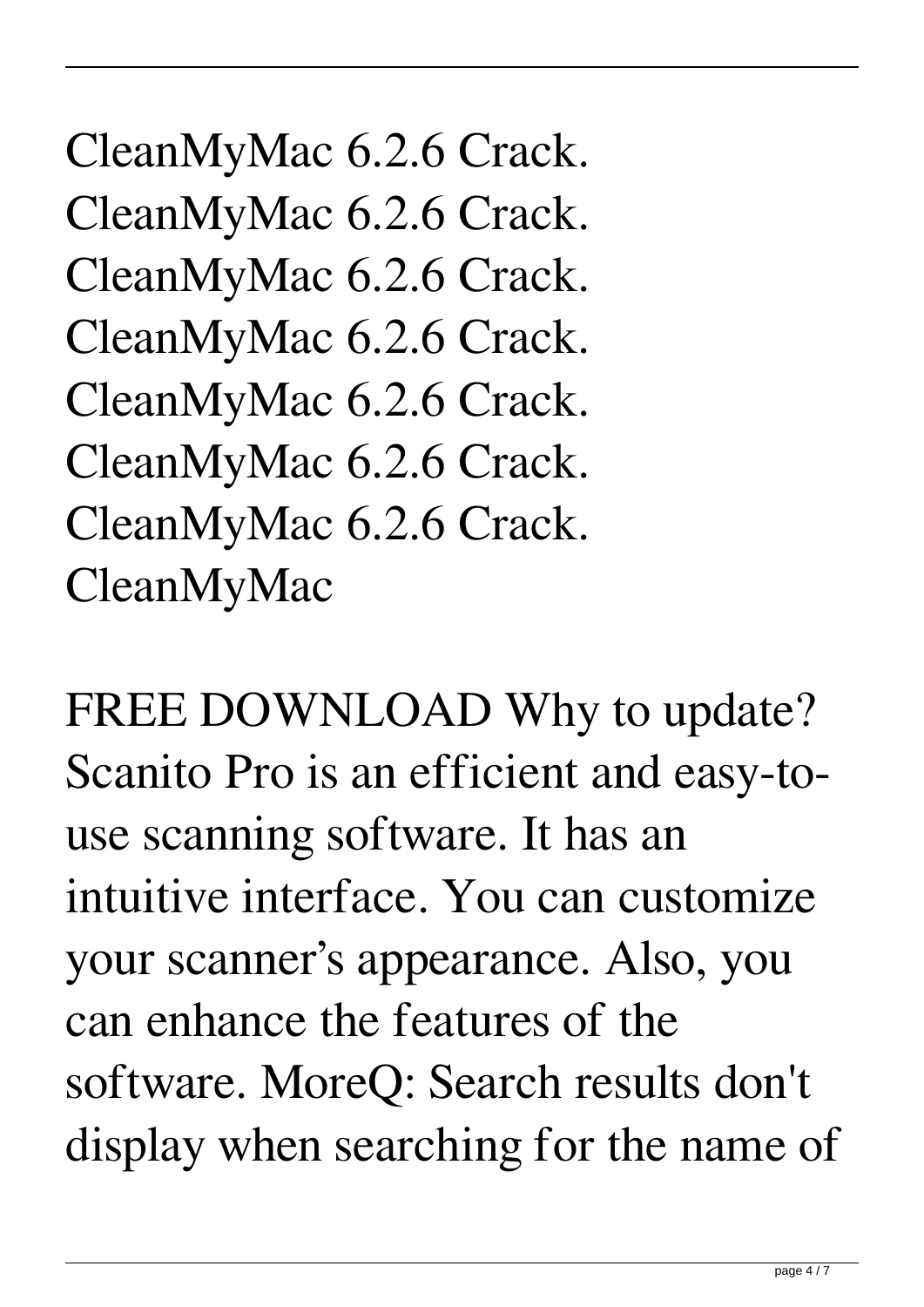CleanMyMac 6.2.6 Crack.
CleanMyMac 6.2.6 Crack.
CleanMyMac 6.2.6 Crack.
CleanMyMac 6.2.6 Crack.
CleanMyMac 6.2.6 Crack.
CleanMyMac 6.2.6 Crack.
CleanMyMac 6.2.6 Crack.
CleanMyMac

FREE DOWNLOAD Why to update? Scanito Pro is an efficient and easy-to-use scanning software. It has an intuitive interface. You can customize your scanner's appearance. Also, you can enhance the features of the software. MoreQ: Search results don't display when searching for the name of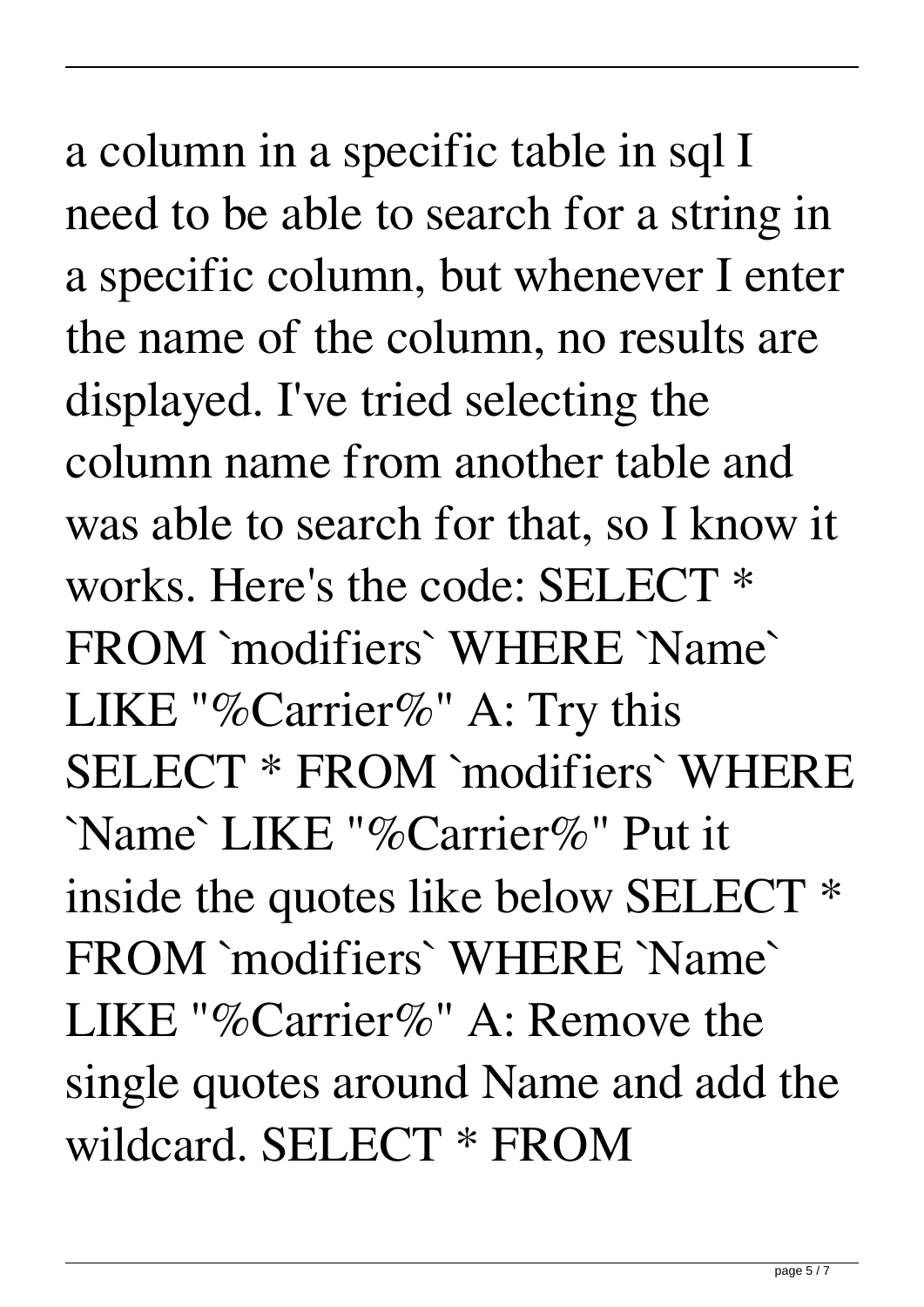a column in a specific table in sql I need to be able to search for a string in a specific column, but whenever I enter the name of the column, no results are displayed. I've tried selecting the column name from another table and was able to search for that, so I know it works. Here's the code: SELECT * FROM `modifiers` WHERE `Name` LIKE "%Carrier%" A: Try this SELECT * FROM `modifiers` WHERE `Name` LIKE "%Carrier%" Put it inside the quotes like below SELECT * FROM `modifiers` WHERE `Name` LIKE "%Carrier%" A: Remove the single quotes around Name and add the wildcard. SELECT * FROM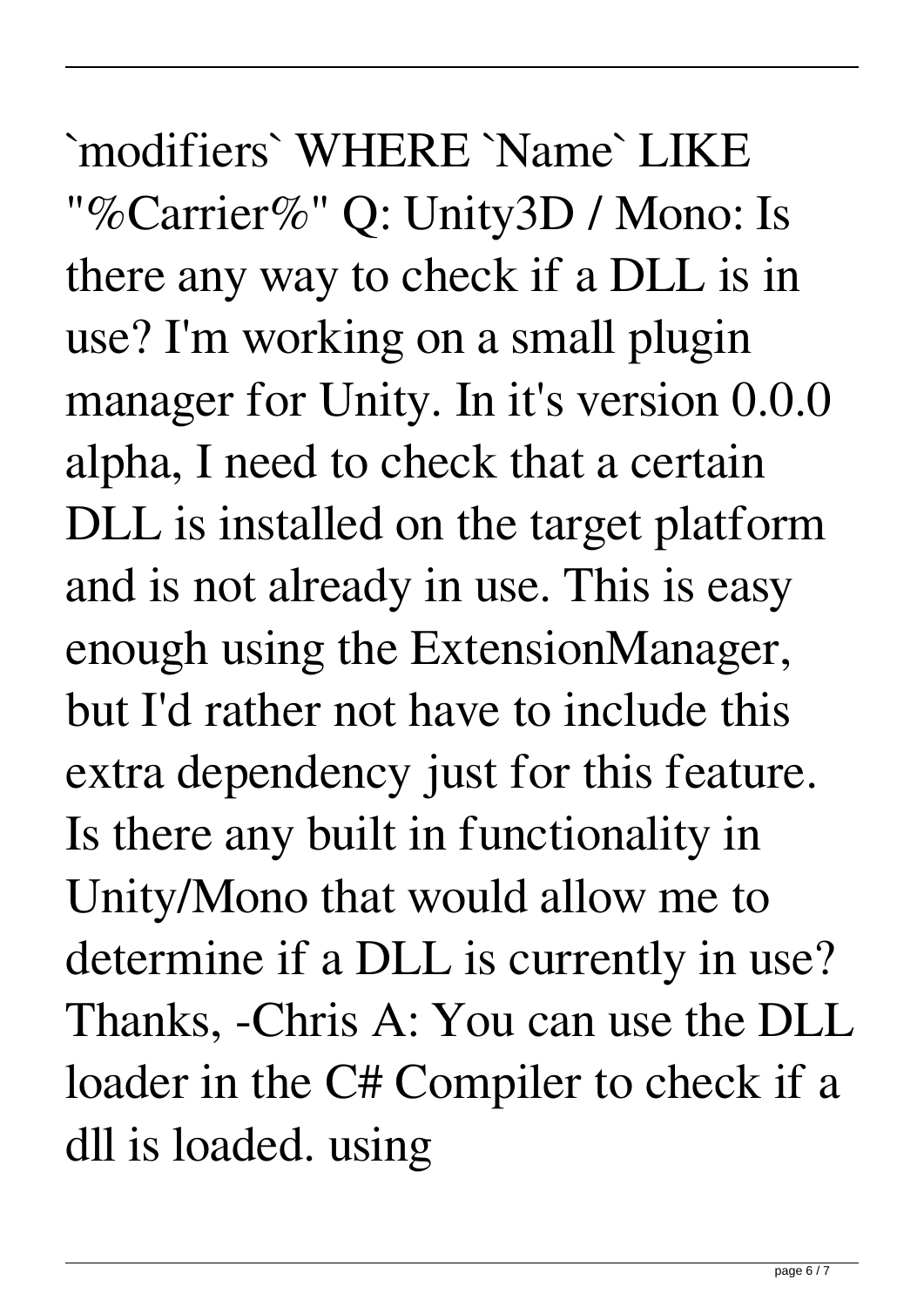`modifiers` WHERE `Name` LIKE "%Carrier%" Q: Unity3D / Mono: Is there any way to check if a DLL is in use? I'm working on a small plugin manager for Unity. In it's version 0.0.0 alpha, I need to check that a certain DLL is installed on the target platform and is not already in use. This is easy enough using the ExtensionManager, but I'd rather not have to include this extra dependency just for this feature. Is there any built in functionality in Unity/Mono that would allow me to determine if a DLL is currently in use? Thanks, -Chris A: You can use the DLL loader in the C# Compiler to check if a dll is loaded. using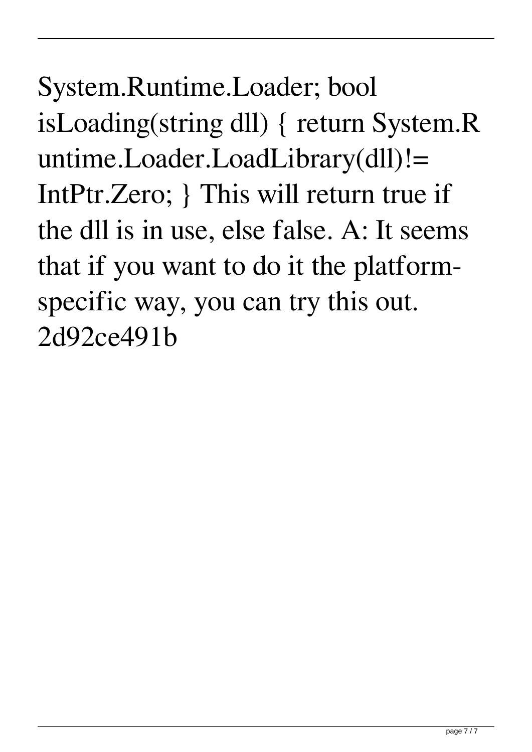System.Runtime.Loader; bool isLoading(string dll) { return System.Runtime.Loader.LoadLibrary(dll)!= IntPtr.Zero; } This will return true if the dll is in use, else false. A: It seems that if you want to do it the platform-specific way, you can try this out. 2d92ce491b